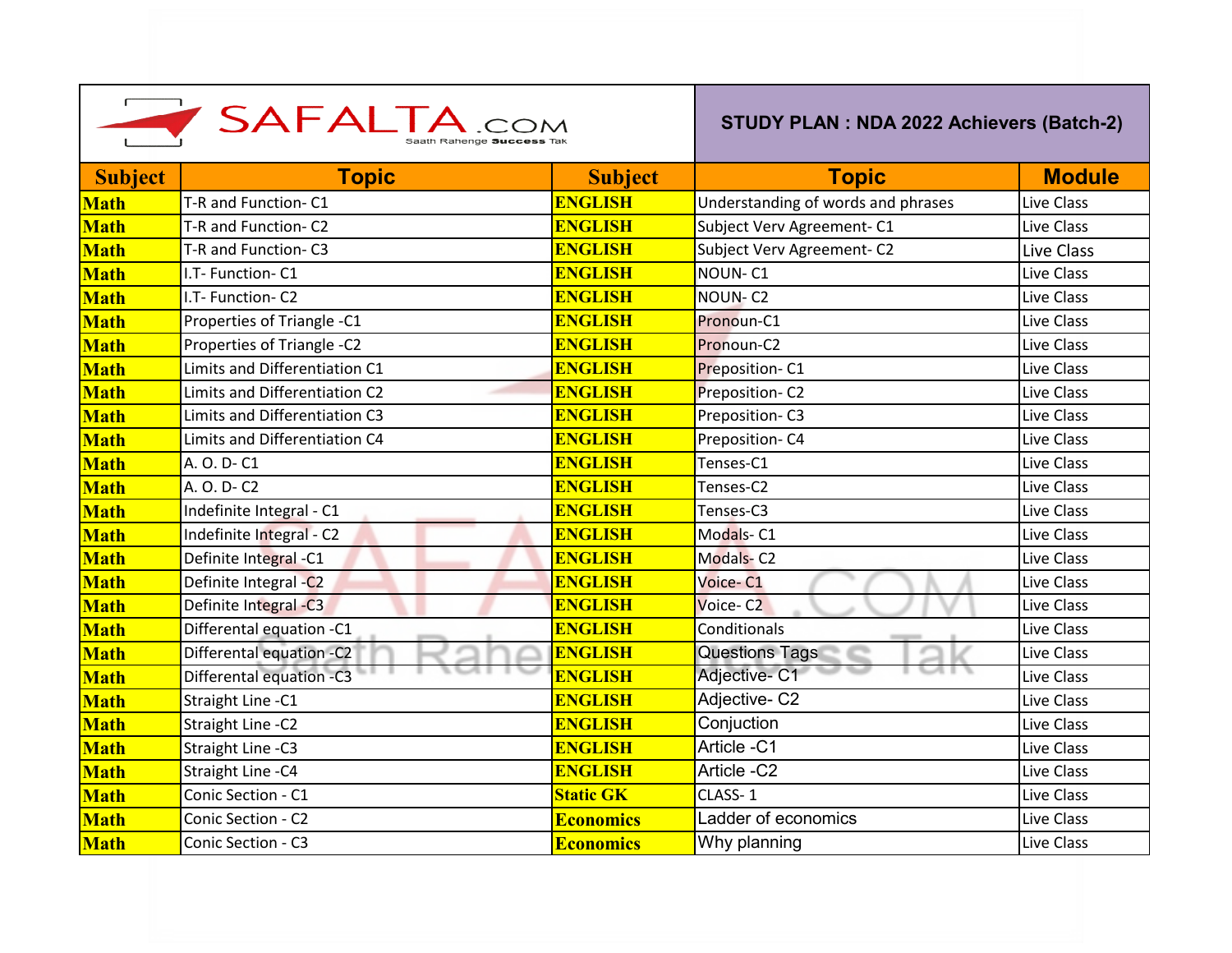SAFALTA.COM

Saath Rahenge Success Tak

## STUDY PLAN : NDA 2022 Achievers (Batch-2)

| Subject | Topic | Subject | Topic | Module |
|---|---|---|---|---|
| Math | T-R and Function- C1 | ENGLISH | Understanding of words and phrases | Live Class |
| Math | T-R and Function- C2 | ENGLISH | Subject Verv Agreement- C1 | Live Class |
| Math | T-R and Function- C3 | ENGLISH | Subject Verv Agreement- C2 | Live Class |
| Math | I.T- Function- C1 | ENGLISH | NOUN- C1 | Live Class |
| Math | I.T- Function- C2 | ENGLISH | NOUN- C2 | Live Class |
| Math | Properties of Triangle -C1 | ENGLISH | Pronoun-C1 | Live Class |
| Math | Properties of Triangle -C2 | ENGLISH | Pronoun-C2 | Live Class |
| Math | Limits and Differentiation C1 | ENGLISH | Preposition- C1 | Live Class |
| Math | Limits and Differentiation C2 | ENGLISH | Preposition- C2 | Live Class |
| Math | Limits and Differentiation C3 | ENGLISH | Preposition- C3 | Live Class |
| Math | Limits and Differentiation C4 | ENGLISH | Preposition- C4 | Live Class |
| Math | A. O. D- C1 | ENGLISH | Tenses-C1 | Live Class |
| Math | A. O. D- C2 | ENGLISH | Tenses-C2 | Live Class |
| Math | Indefinite Integral - C1 | ENGLISH | Tenses-C3 | Live Class |
| Math | Indefinite Integral - C2 | ENGLISH | Modals- C1 | Live Class |
| Math | Definite Integral -C1 | ENGLISH | Modals- C2 | Live Class |
| Math | Definite Integral -C2 | ENGLISH | Voice- C1 | Live Class |
| Math | Definite Integral -C3 | ENGLISH | Voice- C2 | Live Class |
| Math | Differental equation -C1 | ENGLISH | Conditionals | Live Class |
| Math | Differental equation -C2 | ENGLISH | Questions Tags | Live Class |
| Math | Differental equation -C3 | ENGLISH | Adjective- C1 | Live Class |
| Math | Straight Line -C1 | ENGLISH | Adjective- C2 | Live Class |
| Math | Straight Line -C2 | ENGLISH | Conjuction | Live Class |
| Math | Straight Line -C3 | ENGLISH | Article -C1 | Live Class |
| Math | Straight Line -C4 | ENGLISH | Article -C2 | Live Class |
| Math | Conic Section - C1 | Static GK | CLASS- 1 | Live Class |
| Math | Conic Section - C2 | Economics | Ladder of economics | Live Class |
| Math | Conic Section - C3 | Economics | Why planning | Live Class |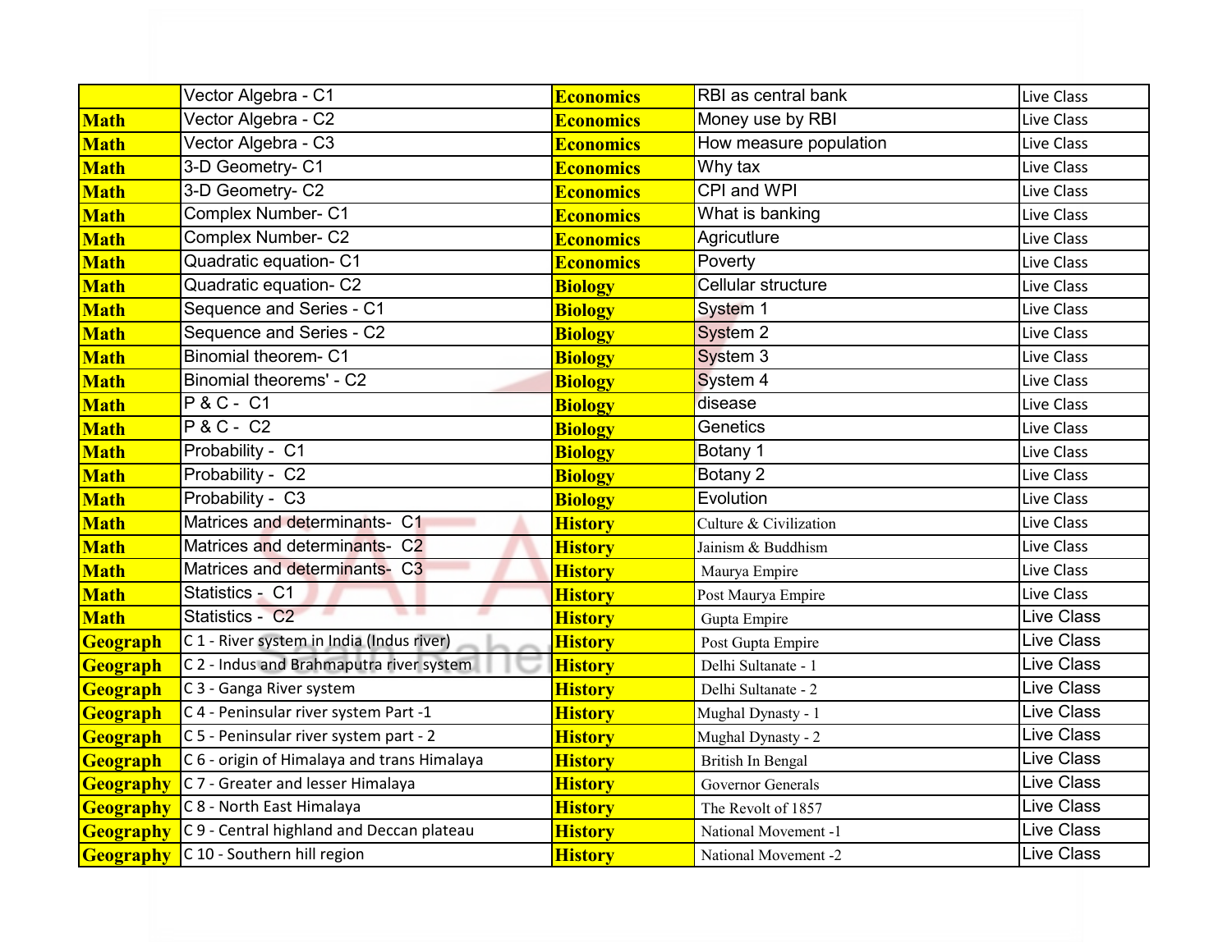|  | Vector Algebra - C1 | Economics | RBI as central bank | Live Class |
|---|---|---|---|---|
| Math | Vector Algebra - C2 | Economics | Money use by RBI | Live Class |
| Math | Vector Algebra - C3 | Economics | How measure population | Live Class |
| Math | 3-D Geometry- C1 | Economics | Why tax | Live Class |
| Math | 3-D Geometry- C2 | Economics | CPI and WPI | Live Class |
| Math | Complex Number- C1 | Economics | What is banking | Live Class |
| Math | Complex Number- C2 | Economics | Agricutlure | Live Class |
| Math | Quadratic equation- C1 | Economics | Poverty | Live Class |
| Math | Quadratic equation- C2 | Biology | Cellular structure | Live Class |
| Math | Sequence and Series - C1 | Biology | System 1 | Live Class |
| Math | Sequence and Series - C2 | Biology | System 2 | Live Class |
| Math | Binomial theorem- C1 | Biology | System 3 | Live Class |
| Math | Binomial theorems' - C2 | Biology | System 4 | Live Class |
| Math | P & C - C1 | Biology | disease | Live Class |
| Math | P & C - C2 | Biology | Genetics | Live Class |
| Math | Probability - C1 | Biology | Botany 1 | Live Class |
| Math | Probability - C2 | Biology | Botany 2 | Live Class |
| Math | Probability - C3 | Biology | Evolution | Live Class |
| Math | Matrices and determinants- C1 | History | Culture & Civilization | Live Class |
| Math | Matrices and determinants- C2 | History | Jainism & Buddhism | Live Class |
| Math | Matrices and determinants- C3 | History | Maurya Empire | Live Class |
| Math | Statistics - C1 | History | Post Maurya Empire | Live Class |
| Math | Statistics - C2 | History | Gupta Empire | Live Class |
| Geograph | C 1 - River system in India (Indus river) | History | Post Gupta Empire | Live Class |
| Geograph | C 2 - Indus and Brahmaputra river system | History | Delhi Sultanate - 1 | Live Class |
| Geograph | C 3 - Ganga River system | History | Delhi Sultanate - 2 | Live Class |
| Geograph | C 4 - Peninsular river system Part -1 | History | Mughal Dynasty - 1 | Live Class |
| Geograph | C 5 - Peninsular river system part - 2 | History | Mughal Dynasty - 2 | Live Class |
| Geograph | C 6 - origin of Himalaya and trans Himalaya | History | British In Bengal | Live Class |
| Geography | C 7 - Greater and lesser Himalaya | History | Governor Generals | Live Class |
| Geography | C 8 - North East Himalaya | History | The Revolt of 1857 | Live Class |
| Geography | C 9 - Central highland and Deccan plateau | History | National Movement -1 | Live Class |
| Geography | C 10 - Southern hill region | History | National Movement -2 | Live Class |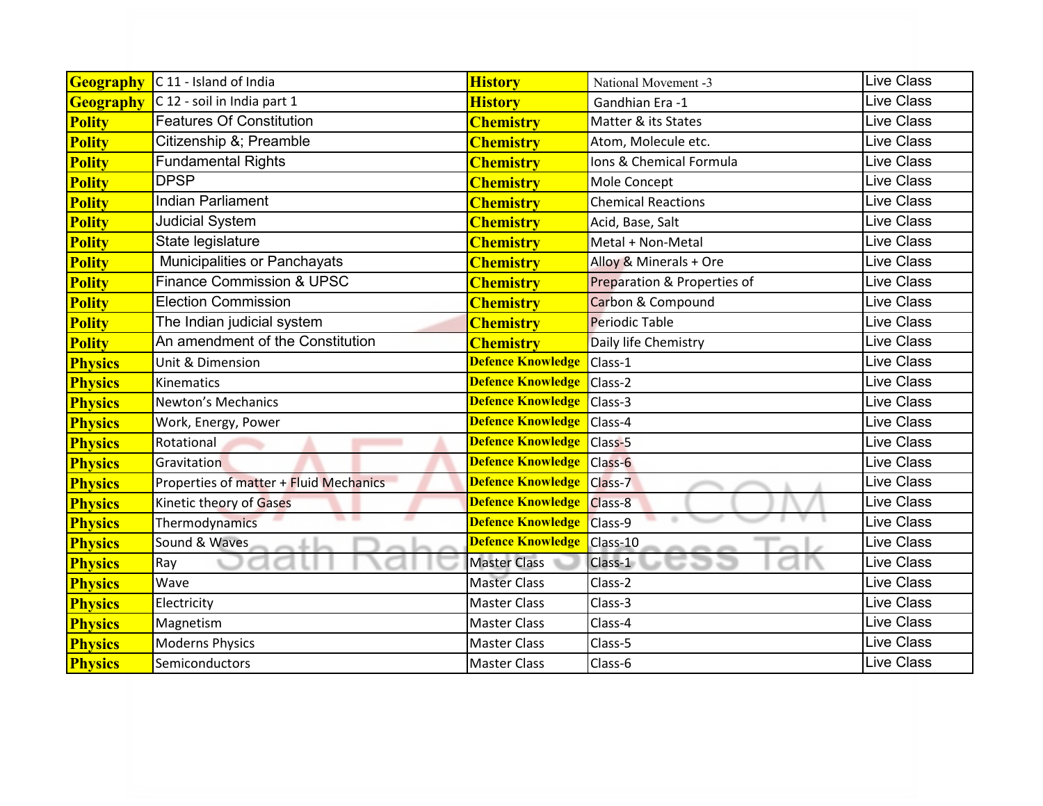| | | | | |
|---|---|---|---|---|
| **Geography** | C 11 - Island of India | **History** | National Movement -3 | Live Class |
| **Geography** | C 12 - soil in India part 1 | **History** | Gandhian Era -1 | Live Class |
| **Polity** | Features Of Constitution | **Chemistry** | Matter & its States | Live Class |
| **Polity** | Citizenship &; Preamble | **Chemistry** | Atom, Molecule etc. | Live Class |
| **Polity** | Fundamental Rights | **Chemistry** | Ions & Chemical Formula | Live Class |
| **Polity** | DPSP | **Chemistry** | Mole Concept | Live Class |
| **Polity** | Indian Parliament | **Chemistry** | Chemical Reactions | Live Class |
| **Polity** | Judicial System | **Chemistry** | Acid, Base, Salt | Live Class |
| **Polity** | State legislature | **Chemistry** | Metal + Non-Metal | Live Class |
| **Polity** | Municipalities or Panchayats | **Chemistry** | Alloy & Minerals + Ore | Live Class |
| **Polity** | Finance Commission & UPSC | **Chemistry** | Preparation & Properties of | Live Class |
| **Polity** | Election Commission | **Chemistry** | Carbon & Compound | Live Class |
| **Polity** | The Indian judicial system | **Chemistry** | Periodic Table | Live Class |
| **Polity** | An amendment of the Constitution | **Chemistry** | Daily life Chemistry | Live Class |
| **Physics** | Unit & Dimension | **Defence Knowledge** | Class-1 | Live Class |
| **Physics** | Kinematics | **Defence Knowledge** | Class-2 | Live Class |
| **Physics** | Newton's Mechanics | **Defence Knowledge** | Class-3 | Live Class |
| **Physics** | Work, Energy, Power | **Defence Knowledge** | Class-4 | Live Class |
| **Physics** | Rotational | **Defence Knowledge** | Class-5 | Live Class |
| **Physics** | Gravitation | **Defence Knowledge** | Class-6 | Live Class |
| **Physics** | Properties of matter + Fluid Mechanics | **Defence Knowledge** | Class-7 | Live Class |
| **Physics** | Kinetic theory of Gases | **Defence Knowledge** | Class-8 | Live Class |
| **Physics** | Thermodynamics | **Defence Knowledge** | Class-9 | Live Class |
| **Physics** | Sound & Waves | **Defence Knowledge** | Class-10 | Live Class |
| **Physics** | Ray | Master Class | Class-1 | Live Class |
| **Physics** | Wave | Master Class | Class-2 | Live Class |
| **Physics** | Electricity | Master Class | Class-3 | Live Class |
| **Physics** | Magnetism | Master Class | Class-4 | Live Class |
| **Physics** | Moderns Physics | Master Class | Class-5 | Live Class |
| **Physics** | Semiconductors | Master Class | Class-6 | Live Class |